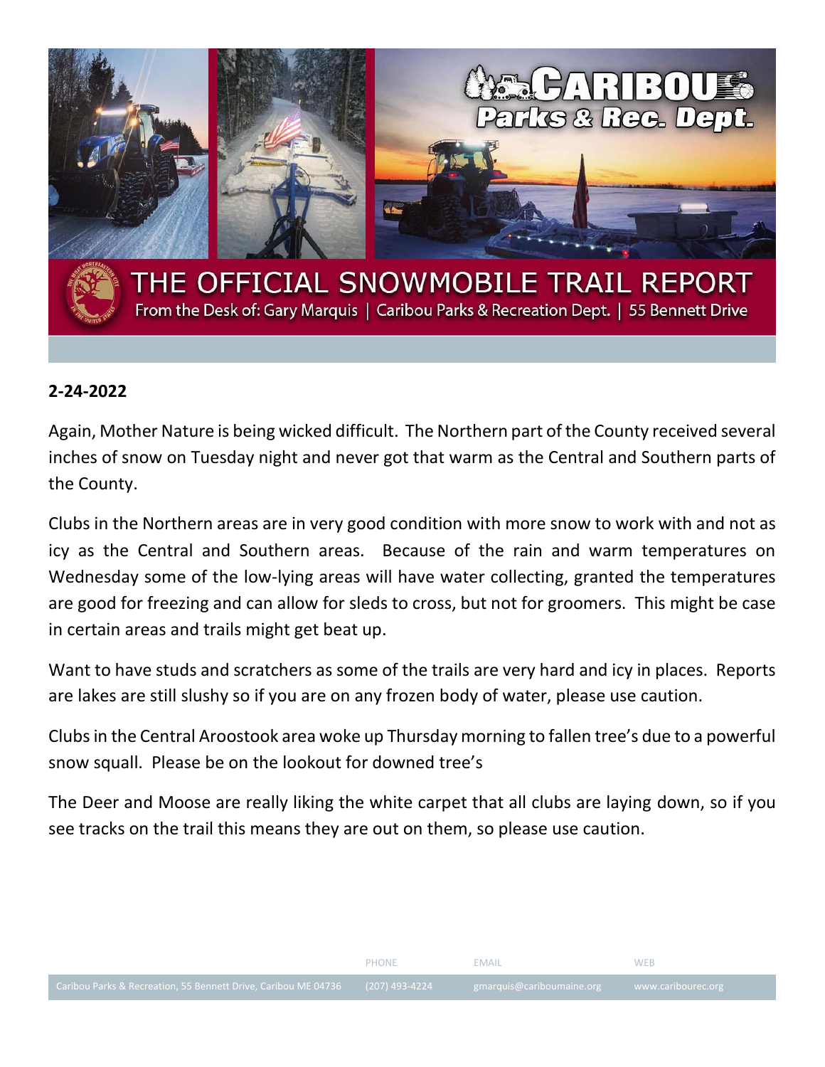# CARIBOU Parks & Rec. Dept.

## THE OFFICIAL SNOWMOBILE TRAIL REPORT

From the Desk of: Gary Marquis | Caribou Parks & Recreation Dept. | 55 Bennett Drive

**2-24-2022**

Again, Mother Nature is being wicked difficult. The Northern part of the County received several inches of snow on Tuesday night and never got that warm as the Central and Southern parts of the County.

Clubs in the Northern areas are in very good condition with more snow to work with and not as icy as the Central and Southern areas. Because of the rain and warm temperatures on Wednesday some of the low-lying areas will have water collecting, granted the temperatures are good for freezing and can allow for sleds to cross, but not for groomers. This might be case in certain areas and trails might get beat up.

Want to have studs and scratchers as some of the trails are very hard and icy in places. Reports are lakes are still slushy so if you are on any frozen body of water, please use caution.

Clubs in the Central Aroostook area woke up Thursday morning to fallen tree's due to a powerful snow squall. Please be on the lookout for downed tree's

The Deer and Moose are really liking the white carpet that all clubs are laying down, so if you see tracks on the trail this means they are out on them, so please use caution.

| | PHONE | EMAIL | WEB |
|---|---|---|---|
| Caribou Parks & Recreation, 55 Bennett Drive, Caribou ME 04736 | (207) 493-4224 | gmarquis@cariboumaine.org | www.caribourec.org |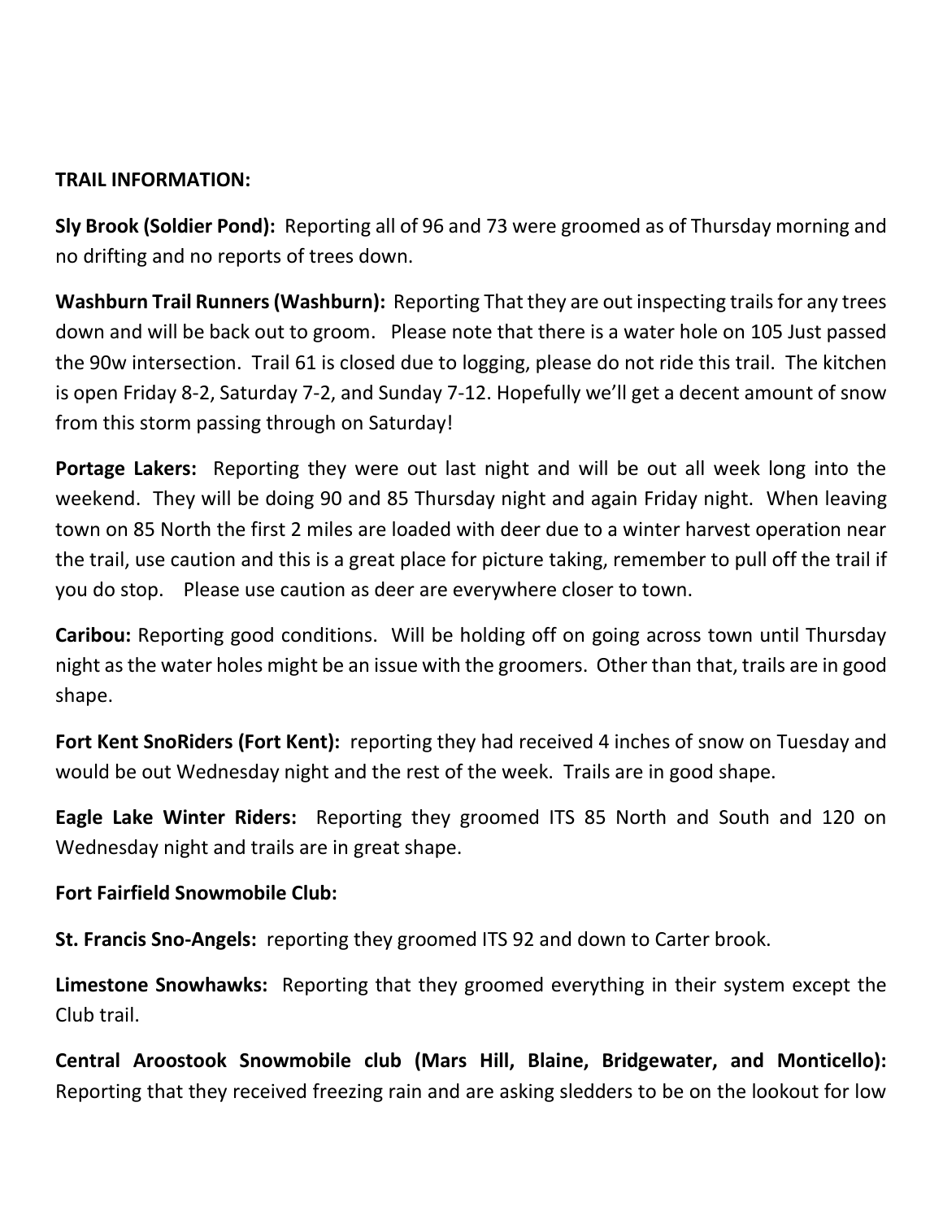**TRAIL INFORMATION:**

**Sly Brook (Soldier Pond):** Reporting all of 96 and 73 were groomed as of Thursday morning and no drifting and no reports of trees down.

**Washburn Trail Runners (Washburn):** Reporting That they are out inspecting trails for any trees down and will be back out to groom. Please note that there is a water hole on 105 Just passed the 90w intersection. Trail 61 is closed due to logging, please do not ride this trail. The kitchen is open Friday 8-2, Saturday 7-2, and Sunday 7-12. Hopefully we'll get a decent amount of snow from this storm passing through on Saturday!

**Portage Lakers:** Reporting they were out last night and will be out all week long into the weekend. They will be doing 90 and 85 Thursday night and again Friday night. When leaving town on 85 North the first 2 miles are loaded with deer due to a winter harvest operation near the trail, use caution and this is a great place for picture taking, remember to pull off the trail if you do stop. Please use caution as deer are everywhere closer to town.

**Caribou:** Reporting good conditions. Will be holding off on going across town until Thursday night as the water holes might be an issue with the groomers. Other than that, trails are in good shape.

**Fort Kent SnoRiders (Fort Kent):** reporting they had received 4 inches of snow on Tuesday and would be out Wednesday night and the rest of the week. Trails are in good shape.

**Eagle Lake Winter Riders:** Reporting they groomed ITS 85 North and South and 120 on Wednesday night and trails are in great shape.

**Fort Fairfield Snowmobile Club:**

**St. Francis Sno-Angels:** reporting they groomed ITS 92 and down to Carter brook.

**Limestone Snowhawks:** Reporting that they groomed everything in their system except the Club trail.

**Central Aroostook Snowmobile club (Mars Hill, Blaine, Bridgewater, and Monticello):** Reporting that they received freezing rain and are asking sledders to be on the lookout for low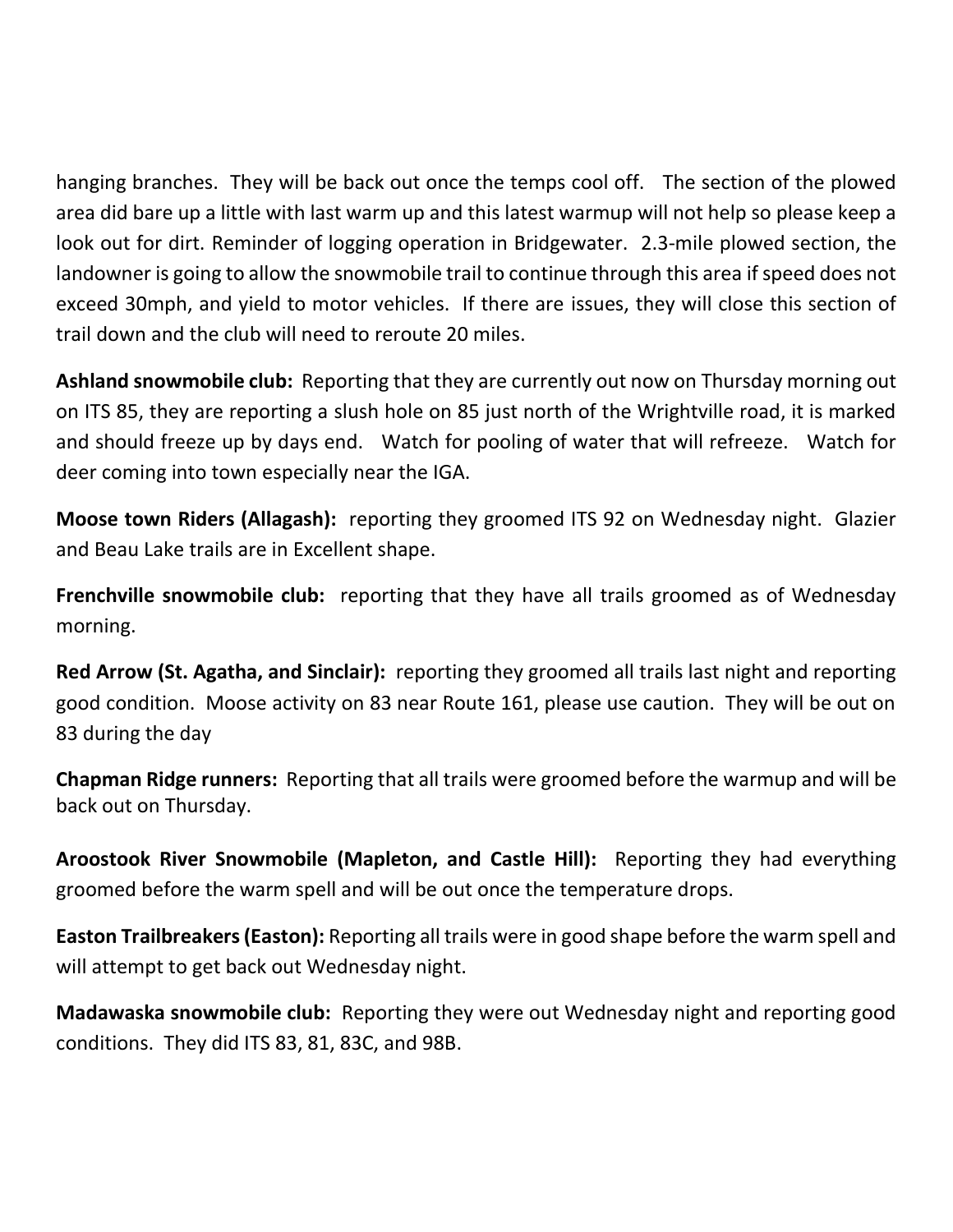hanging branches. They will be back out once the temps cool off. The section of the plowed area did bare up a little with last warm up and this latest warmup will not help so please keep a look out for dirt. Reminder of logging operation in Bridgewater. 2.3-mile plowed section, the landowner is going to allow the snowmobile trail to continue through this area if speed does not exceed 30mph, and yield to motor vehicles. If there are issues, they will close this section of trail down and the club will need to reroute 20 miles.

**Ashland snowmobile club:** Reporting that they are currently out now on Thursday morning out on ITS 85, they are reporting a slush hole on 85 just north of the Wrightville road, it is marked and should freeze up by days end. Watch for pooling of water that will refreeze. Watch for deer coming into town especially near the IGA.

**Moose town Riders (Allagash):** reporting they groomed ITS 92 on Wednesday night. Glazier and Beau Lake trails are in Excellent shape.

**Frenchville snowmobile club:** reporting that they have all trails groomed as of Wednesday morning.

**Red Arrow (St. Agatha, and Sinclair):** reporting they groomed all trails last night and reporting good condition. Moose activity on 83 near Route 161, please use caution. They will be out on 83 during the day

**Chapman Ridge runners:** Reporting that all trails were groomed before the warmup and will be back out on Thursday.

**Aroostook River Snowmobile (Mapleton, and Castle Hill):** Reporting they had everything groomed before the warm spell and will be out once the temperature drops.

**Easton Trailbreakers (Easton):** Reporting all trails were in good shape before the warm spell and will attempt to get back out Wednesday night.

**Madawaska snowmobile club:** Reporting they were out Wednesday night and reporting good conditions. They did ITS 83, 81, 83C, and 98B.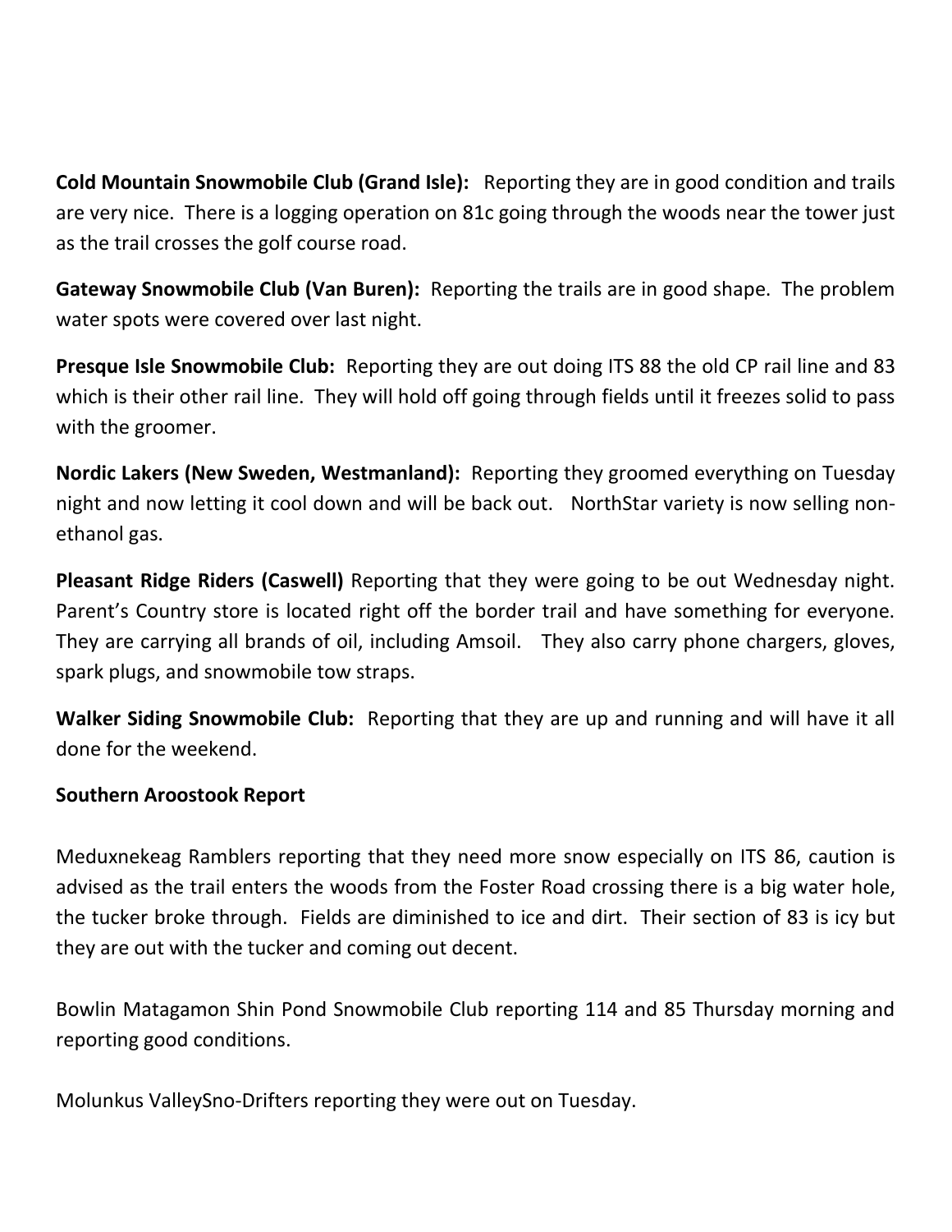**Cold Mountain Snowmobile Club (Grand Isle):** Reporting they are in good condition and trails are very nice. There is a logging operation on 81c going through the woods near the tower just as the trail crosses the golf course road.

**Gateway Snowmobile Club (Van Buren):** Reporting the trails are in good shape. The problem water spots were covered over last night.

**Presque Isle Snowmobile Club:** Reporting they are out doing ITS 88 the old CP rail line and 83 which is their other rail line. They will hold off going through fields until it freezes solid to pass with the groomer.

**Nordic Lakers (New Sweden, Westmanland):** Reporting they groomed everything on Tuesday night and now letting it cool down and will be back out. NorthStar variety is now selling non-ethanol gas.

**Pleasant Ridge Riders (Caswell)** Reporting that they were going to be out Wednesday night. Parent's Country store is located right off the border trail and have something for everyone. They are carrying all brands of oil, including Amsoil. They also carry phone chargers, gloves, spark plugs, and snowmobile tow straps.

**Walker Siding Snowmobile Club:** Reporting that they are up and running and will have it all done for the weekend.

**Southern Aroostook Report**

Meduxnekeag Ramblers reporting that they need more snow especially on ITS 86, caution is advised as the trail enters the woods from the Foster Road crossing there is a big water hole, the tucker broke through. Fields are diminished to ice and dirt. Their section of 83 is icy but they are out with the tucker and coming out decent.

Bowlin Matagamon Shin Pond Snowmobile Club reporting 114 and 85 Thursday morning and reporting good conditions.

Molunkus ValleySno-Drifters reporting they were out on Tuesday.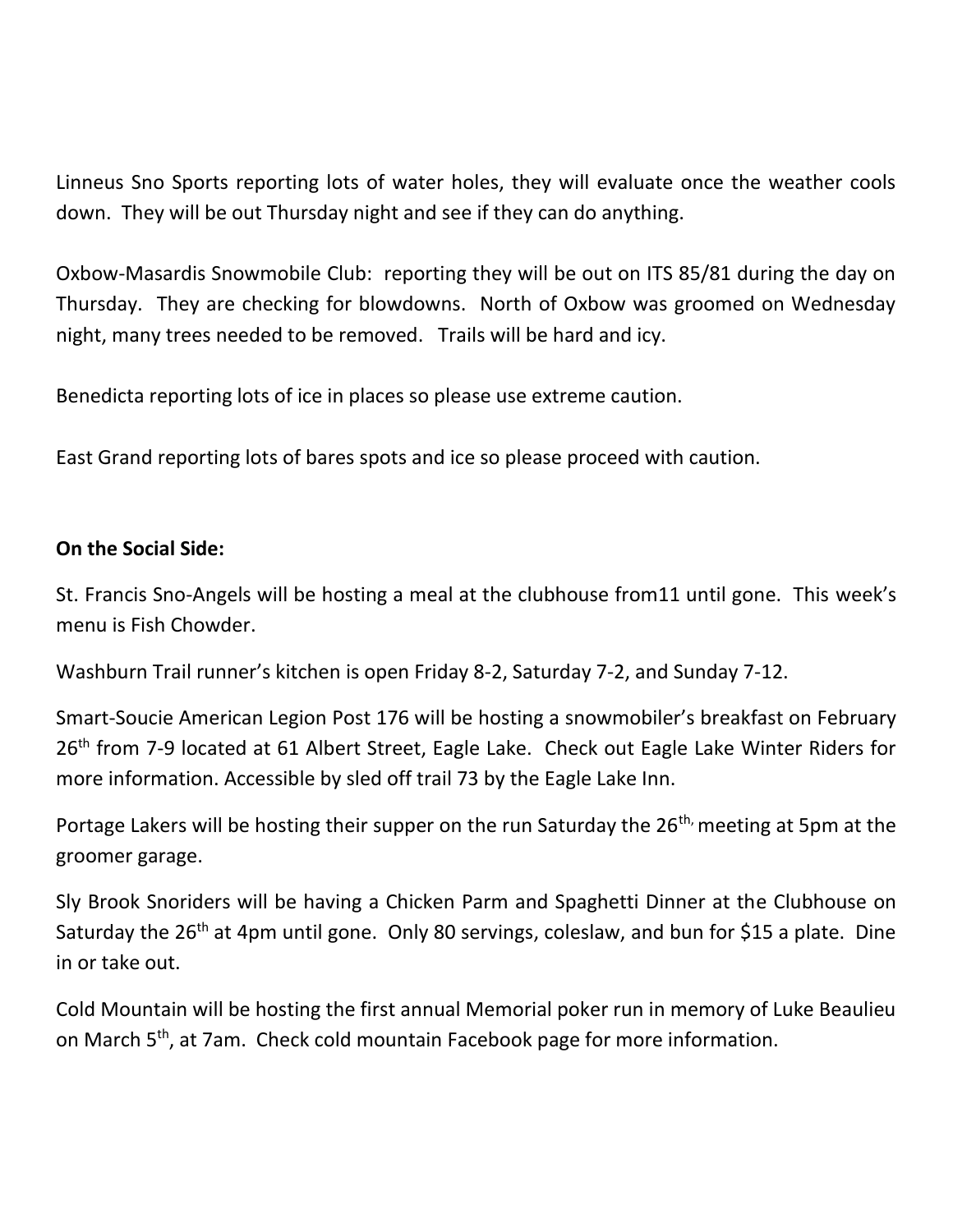Linneus Sno Sports reporting lots of water holes, they will evaluate once the weather cools down. They will be out Thursday night and see if they can do anything.

Oxbow-Masardis Snowmobile Club: reporting they will be out on ITS 85/81 during the day on Thursday. They are checking for blowdowns. North of Oxbow was groomed on Wednesday night, many trees needed to be removed. Trails will be hard and icy.

Benedicta reporting lots of ice in places so please use extreme caution.

East Grand reporting lots of bares spots and ice so please proceed with caution.

**On the Social Side:**

St. Francis Sno-Angels will be hosting a meal at the clubhouse from11 until gone. This week's menu is Fish Chowder.

Washburn Trail runner's kitchen is open Friday 8-2, Saturday 7-2, and Sunday 7-12.

Smart-Soucie American Legion Post 176 will be hosting a snowmobiler's breakfast on February 26th from 7-9 located at 61 Albert Street, Eagle Lake. Check out Eagle Lake Winter Riders for more information. Accessible by sled off trail 73 by the Eagle Lake Inn.

Portage Lakers will be hosting their supper on the run Saturday the 26th, meeting at 5pm at the groomer garage.

Sly Brook Snoriders will be having a Chicken Parm and Spaghetti Dinner at the Clubhouse on Saturday the 26th at 4pm until gone. Only 80 servings, coleslaw, and bun for $15 a plate. Dine in or take out.

Cold Mountain will be hosting the first annual Memorial poker run in memory of Luke Beaulieu on March 5th, at 7am. Check cold mountain Facebook page for more information.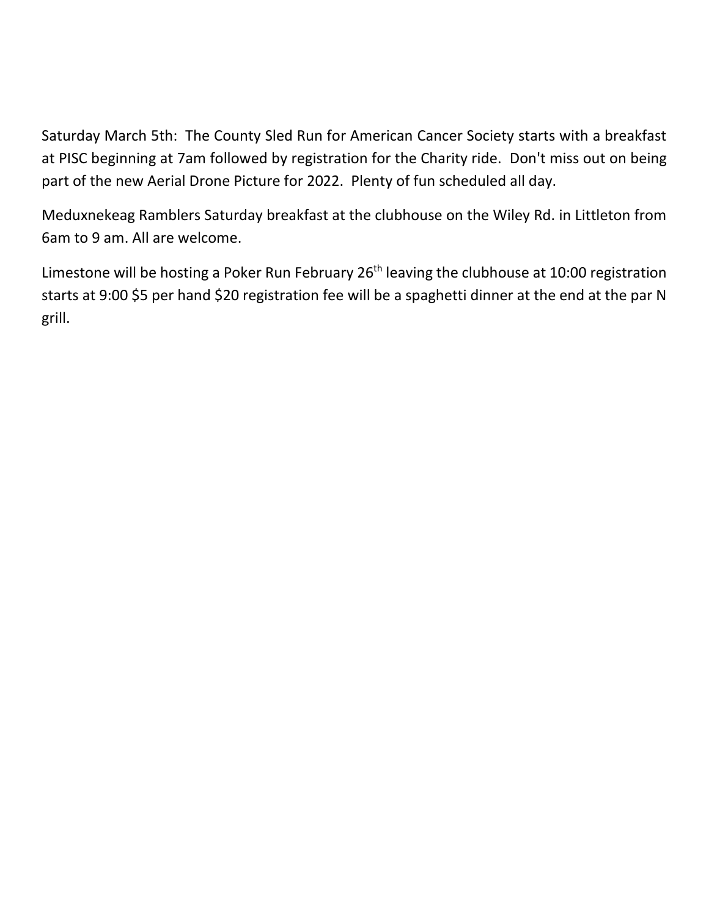Saturday March 5th: The County Sled Run for American Cancer Society starts with a breakfast at PISC beginning at 7am followed by registration for the Charity ride. Don't miss out on being part of the new Aerial Drone Picture for 2022. Plenty of fun scheduled all day.

Meduxnekeag Ramblers Saturday breakfast at the clubhouse on the Wiley Rd. in Littleton from 6am to 9 am. All are welcome.

Limestone will be hosting a Poker Run February 26th leaving the clubhouse at 10:00 registration starts at 9:00 $5 per hand $20 registration fee will be a spaghetti dinner at the end at the par N grill.